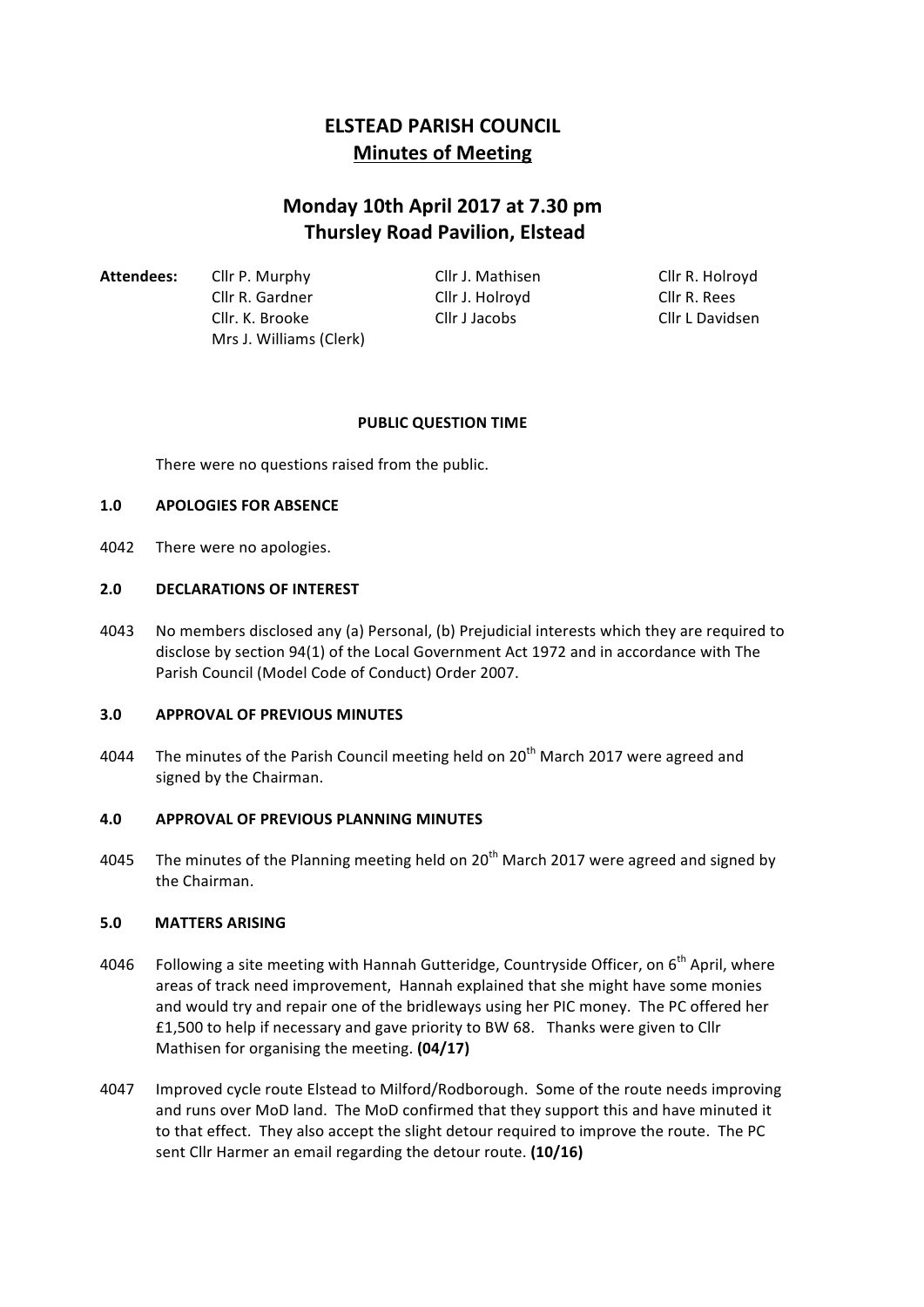# ELSTEAD PARISH COUNCIL

## Minutes of Meeting

## Monday 10th April 2017 at 7.30 pm
## Thursley Road Pavilion, Elstead

**Attendees:**

| | | |
|---|---|---|
| Cllr P. Murphy | Cllr J. Mathisen | Cllr R. Holroyd |
| Cllr R. Gardner | Cllr J. Holroyd | Cllr R. Rees |
| Cllr. K. Brooke | Cllr J Jacobs | Cllr L Davidsen |
| Mrs J. Williams (Clerk) | | |

**PUBLIC QUESTION TIME**

There were no questions raised from the public.

**1.0 APOLOGIES FOR ABSENCE**

4042 There were no apologies.

**2.0 DECLARATIONS OF INTEREST**

4043 No members disclosed any (a) Personal, (b) Prejudicial interests which they are required to disclose by section 94(1) of the Local Government Act 1972 and in accordance with The Parish Council (Model Code of Conduct) Order 2007.

**3.0 APPROVAL OF PREVIOUS MINUTES**

4044 The minutes of the Parish Council meeting held on 20th March 2017 were agreed and signed by the Chairman.

**4.0 APPROVAL OF PREVIOUS PLANNING MINUTES**

4045 The minutes of the Planning meeting held on 20th March 2017 were agreed and signed by the Chairman.

**5.0 MATTERS ARISING**

4046 Following a site meeting with Hannah Gutteridge, Countryside Officer, on 6th April, where areas of track need improvement, Hannah explained that she might have some monies and would try and repair one of the bridleways using her PIC money. The PC offered her £1,500 to help if necessary and gave priority to BW 68. Thanks were given to Cllr Mathisen for organising the meeting. **(04/17)**

4047 Improved cycle route Elstead to Milford/Rodborough. Some of the route needs improving and runs over MoD land. The MoD confirmed that they support this and have minuted it to that effect. They also accept the slight detour required to improve the route. The PC sent Cllr Harmer an email regarding the detour route. **(10/16)**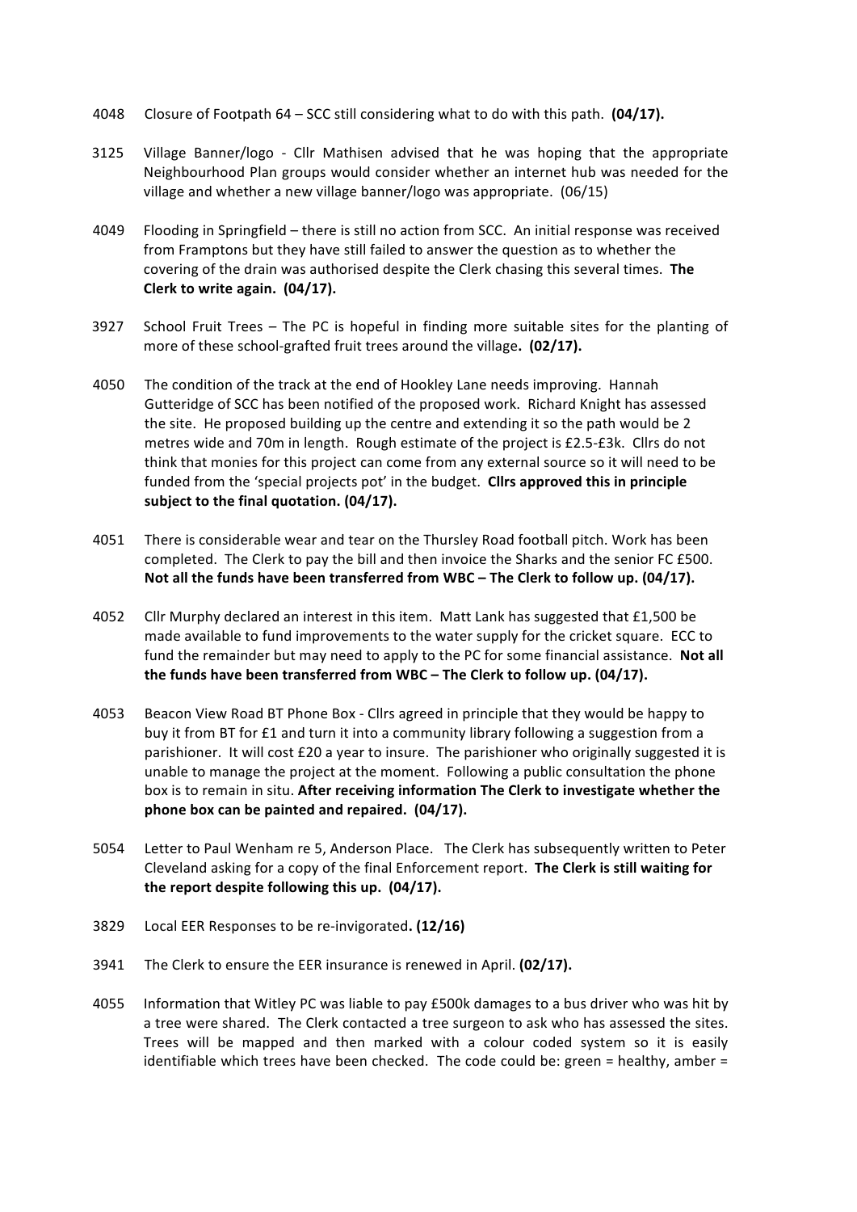4048 Closure of Footpath 64 – SCC still considering what to do with this path. **(04/17).**

3125 Village Banner/logo - Cllr Mathisen advised that he was hoping that the appropriate Neighbourhood Plan groups would consider whether an internet hub was needed for the village and whether a new village banner/logo was appropriate. (06/15)

4049 Flooding in Springfield – there is still no action from SCC. An initial response was received from Framptons but they have still failed to answer the question as to whether the covering of the drain was authorised despite the Clerk chasing this several times. **The Clerk to write again. (04/17).**

3927 School Fruit Trees – The PC is hopeful in finding more suitable sites for the planting of more of these school-grafted fruit trees around the village**. (02/17).**

4050 The condition of the track at the end of Hookley Lane needs improving. Hannah Gutteridge of SCC has been notified of the proposed work. Richard Knight has assessed the site. He proposed building up the centre and extending it so the path would be 2 metres wide and 70m in length. Rough estimate of the project is £2.5-£3k. Cllrs do not think that monies for this project can come from any external source so it will need to be funded from the 'special projects pot' in the budget. **Cllrs approved this in principle subject to the final quotation. (04/17).**

4051 There is considerable wear and tear on the Thursley Road football pitch. Work has been completed. The Clerk to pay the bill and then invoice the Sharks and the senior FC £500. **Not all the funds have been transferred from WBC – The Clerk to follow up. (04/17).**

4052 Cllr Murphy declared an interest in this item. Matt Lank has suggested that £1,500 be made available to fund improvements to the water supply for the cricket square. ECC to fund the remainder but may need to apply to the PC for some financial assistance. **Not all the funds have been transferred from WBC – The Clerk to follow up. (04/17).**

4053 Beacon View Road BT Phone Box - Cllrs agreed in principle that they would be happy to buy it from BT for £1 and turn it into a community library following a suggestion from a parishioner. It will cost £20 a year to insure. The parishioner who originally suggested it is unable to manage the project at the moment. Following a public consultation the phone box is to remain in situ. **After receiving information The Clerk to investigate whether the phone box can be painted and repaired. (04/17).**

5054 Letter to Paul Wenham re 5, Anderson Place. The Clerk has subsequently written to Peter Cleveland asking for a copy of the final Enforcement report. **The Clerk is still waiting for the report despite following this up. (04/17).**

3829 Local EER Responses to be re-invigorated**. (12/16)**

3941 The Clerk to ensure the EER insurance is renewed in April. **(02/17).**

4055 Information that Witley PC was liable to pay £500k damages to a bus driver who was hit by a tree were shared. The Clerk contacted a tree surgeon to ask who has assessed the sites. Trees will be mapped and then marked with a colour coded system so it is easily identifiable which trees have been checked. The code could be: green = healthy, amber =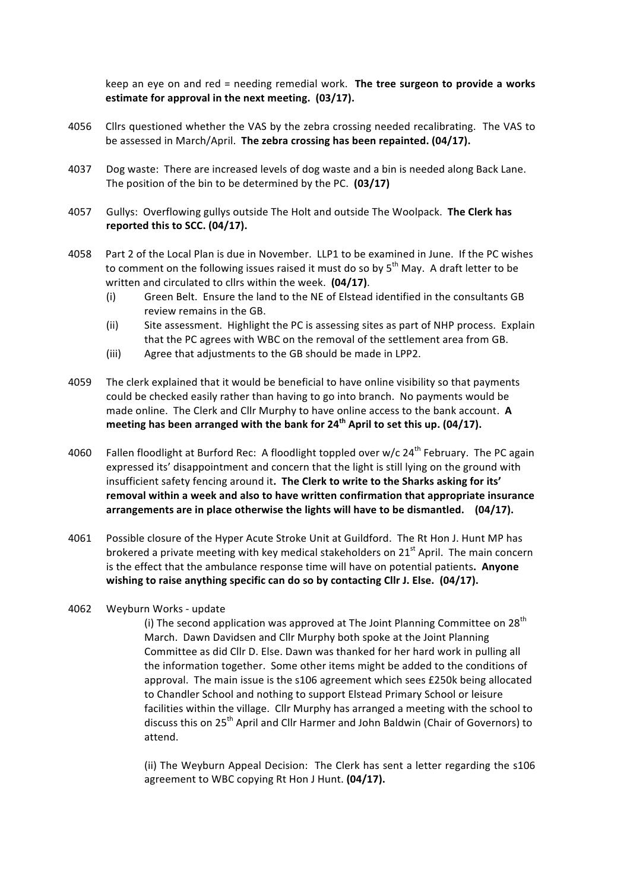keep an eye on and red = needing remedial work. **The tree surgeon to provide a works estimate for approval in the next meeting. (03/17).**

4056 Cllrs questioned whether the VAS by the zebra crossing needed recalibrating. The VAS to be assessed in March/April. **The zebra crossing has been repainted. (04/17).**

4037 Dog waste: There are increased levels of dog waste and a bin is needed along Back Lane. The position of the bin to be determined by the PC. **(03/17)**

4057 Gullys: Overflowing gullys outside The Holt and outside The Woolpack. **The Clerk has reported this to SCC. (04/17).**

4058 Part 2 of the Local Plan is due in November. LLP1 to be examined in June. If the PC wishes to comment on the following issues raised it must do so by 5th May. A draft letter to be written and circulated to cllrs within the week. **(04/17)**.

- (i) Green Belt. Ensure the land to the NE of Elstead identified in the consultants GB review remains in the GB.
- (ii) Site assessment. Highlight the PC is assessing sites as part of NHP process. Explain that the PC agrees with WBC on the removal of the settlement area from GB.
- (iii) Agree that adjustments to the GB should be made in LPP2.

4059 The clerk explained that it would be beneficial to have online visibility so that payments could be checked easily rather than having to go into branch. No payments would be made online. The Clerk and Cllr Murphy to have online access to the bank account. **A meeting has been arranged with the bank for 24th April to set this up. (04/17).**

4060 Fallen floodlight at Burford Rec: A floodlight toppled over w/c 24th February. The PC again expressed its' disappointment and concern that the light is still lying on the ground with insufficient safety fencing around it**. The Clerk to write to the Sharks asking for its' removal within a week and also to have written confirmation that appropriate insurance arrangements are in place otherwise the lights will have to be dismantled. (04/17).**

4061 Possible closure of the Hyper Acute Stroke Unit at Guildford. The Rt Hon J. Hunt MP has brokered a private meeting with key medical stakeholders on 21st April. The main concern is the effect that the ambulance response time will have on potential patients**. Anyone wishing to raise anything specific can do so by contacting Cllr J. Else. (04/17).**

4062 Weyburn Works - update

(i) The second application was approved at The Joint Planning Committee on 28th March. Dawn Davidsen and Cllr Murphy both spoke at the Joint Planning Committee as did Cllr D. Else. Dawn was thanked for her hard work in pulling all the information together. Some other items might be added to the conditions of approval. The main issue is the s106 agreement which sees £250k being allocated to Chandler School and nothing to support Elstead Primary School or leisure facilities within the village. Cllr Murphy has arranged a meeting with the school to discuss this on 25th April and Cllr Harmer and John Baldwin (Chair of Governors) to attend.

(ii) The Weyburn Appeal Decision: The Clerk has sent a letter regarding the s106 agreement to WBC copying Rt Hon J Hunt. **(04/17).**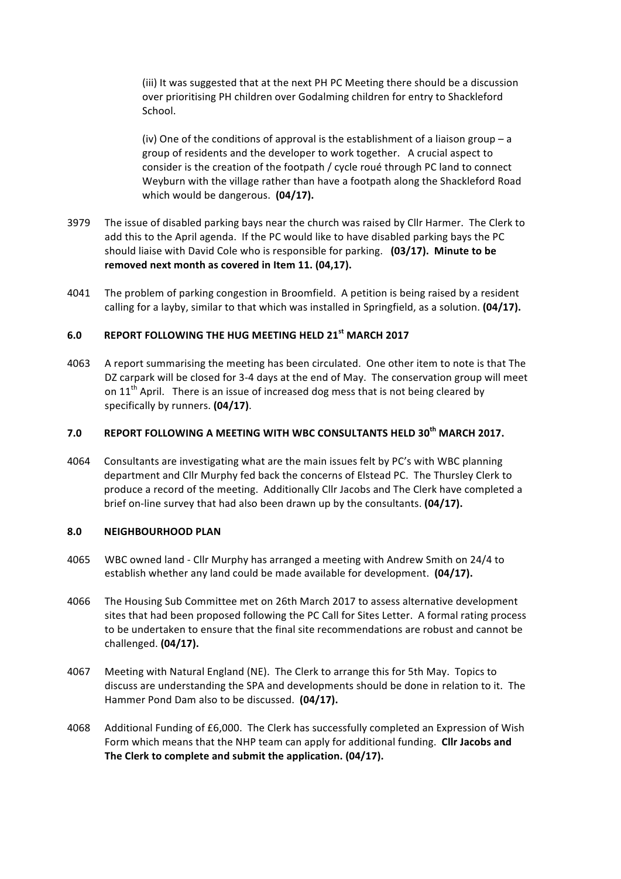(iii) It was suggested that at the next PH PC Meeting there should be a discussion over prioritising PH children over Godalming children for entry to Shackleford School.

(iv) One of the conditions of approval is the establishment of a liaison group – a group of residents and the developer to work together. A crucial aspect to consider is the creation of the footpath / cycle roué through PC land to connect Weyburn with the village rather than have a footpath along the Shackleford Road which would be dangerous. **(04/17).**

3979 The issue of disabled parking bays near the church was raised by Cllr Harmer. The Clerk to add this to the April agenda. If the PC would like to have disabled parking bays the PC should liaise with David Cole who is responsible for parking. **(03/17). Minute to be removed next month as covered in Item 11. (04,17).**

4041 The problem of parking congestion in Broomfield. A petition is being raised by a resident calling for a layby, similar to that which was installed in Springfield, as a solution. **(04/17).**

## 6.0 REPORT FOLLOWING THE HUG MEETING HELD 21st MARCH 2017

4063 A report summarising the meeting has been circulated. One other item to note is that The DZ carpark will be closed for 3-4 days at the end of May. The conservation group will meet on 11th April. There is an issue of increased dog mess that is not being cleared by specifically by runners. **(04/17)**.

## 7.0 REPORT FOLLOWING A MEETING WITH WBC CONSULTANTS HELD 30th MARCH 2017.

4064 Consultants are investigating what are the main issues felt by PC's with WBC planning department and Cllr Murphy fed back the concerns of Elstead PC. The Thursley Clerk to produce a record of the meeting. Additionally Cllr Jacobs and The Clerk have completed a brief on-line survey that had also been drawn up by the consultants. **(04/17).**

## 8.0 NEIGHBOURHOOD PLAN

4065 WBC owned land - Cllr Murphy has arranged a meeting with Andrew Smith on 24/4 to establish whether any land could be made available for development. **(04/17).**

4066 The Housing Sub Committee met on 26th March 2017 to assess alternative development sites that had been proposed following the PC Call for Sites Letter. A formal rating process to be undertaken to ensure that the final site recommendations are robust and cannot be challenged. **(04/17).**

4067 Meeting with Natural England (NE). The Clerk to arrange this for 5th May. Topics to discuss are understanding the SPA and developments should be done in relation to it. The Hammer Pond Dam also to be discussed. **(04/17).**

4068 Additional Funding of £6,000. The Clerk has successfully completed an Expression of Wish Form which means that the NHP team can apply for additional funding. **Cllr Jacobs and The Clerk to complete and submit the application. (04/17).**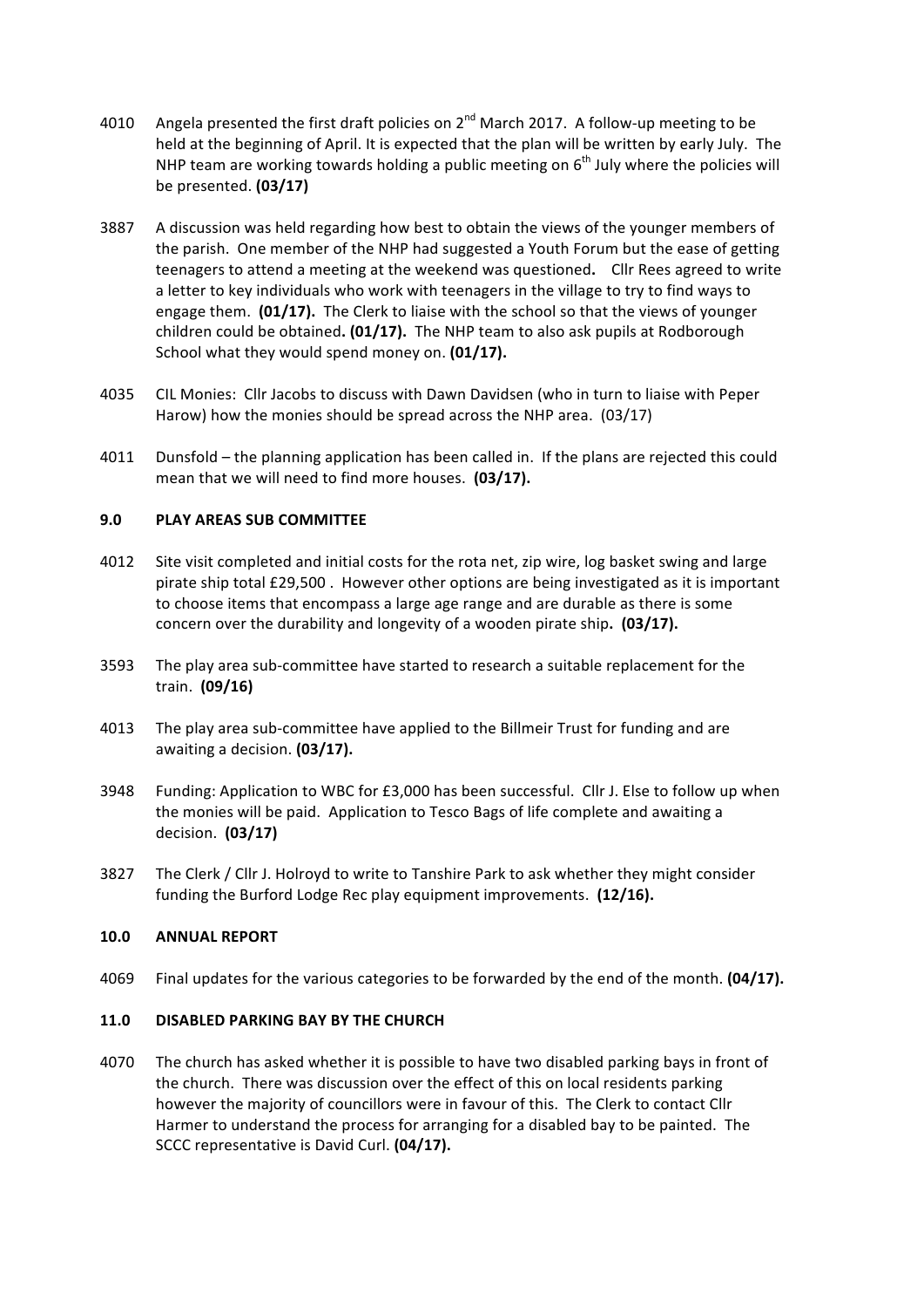4010 Angela presented the first draft policies on 2nd March 2017. A follow-up meeting to be held at the beginning of April. It is expected that the plan will be written by early July. The NHP team are working towards holding a public meeting on 6th July where the policies will be presented. **(03/17)**

3887 A discussion was held regarding how best to obtain the views of the younger members of the parish. One member of the NHP had suggested a Youth Forum but the ease of getting teenagers to attend a meeting at the weekend was questioned**.** Cllr Rees agreed to write a letter to key individuals who work with teenagers in the village to try to find ways to engage them. **(01/17).** The Clerk to liaise with the school so that the views of younger children could be obtained**. (01/17).** The NHP team to also ask pupils at Rodborough School what they would spend money on. **(01/17).**

4035 CIL Monies: Cllr Jacobs to discuss with Dawn Davidsen (who in turn to liaise with Peper Harow) how the monies should be spread across the NHP area. (03/17)

4011 Dunsfold – the planning application has been called in. If the plans are rejected this could mean that we will need to find more houses. **(03/17).**

## 9.0 PLAY AREAS SUB COMMITTEE

4012 Site visit completed and initial costs for the rota net, zip wire, log basket swing and large pirate ship total £29,500 . However other options are being investigated as it is important to choose items that encompass a large age range and are durable as there is some concern over the durability and longevity of a wooden pirate ship**. (03/17).**

3593 The play area sub-committee have started to research a suitable replacement for the train. **(09/16)**

4013 The play area sub-committee have applied to the Billmeir Trust for funding and are awaiting a decision. **(03/17).**

3948 Funding: Application to WBC for £3,000 has been successful. Cllr J. Else to follow up when the monies will be paid. Application to Tesco Bags of life complete and awaiting a decision. **(03/17)**

3827 The Clerk / Cllr J. Holroyd to write to Tanshire Park to ask whether they might consider funding the Burford Lodge Rec play equipment improvements. **(12/16).**

## 10.0 ANNUAL REPORT

4069 Final updates for the various categories to be forwarded by the end of the month. **(04/17).**

## 11.0 DISABLED PARKING BAY BY THE CHURCH

4070 The church has asked whether it is possible to have two disabled parking bays in front of the church. There was discussion over the effect of this on local residents parking however the majority of councillors were in favour of this. The Clerk to contact Cllr Harmer to understand the process for arranging for a disabled bay to be painted. The SCCC representative is David Curl. **(04/17).**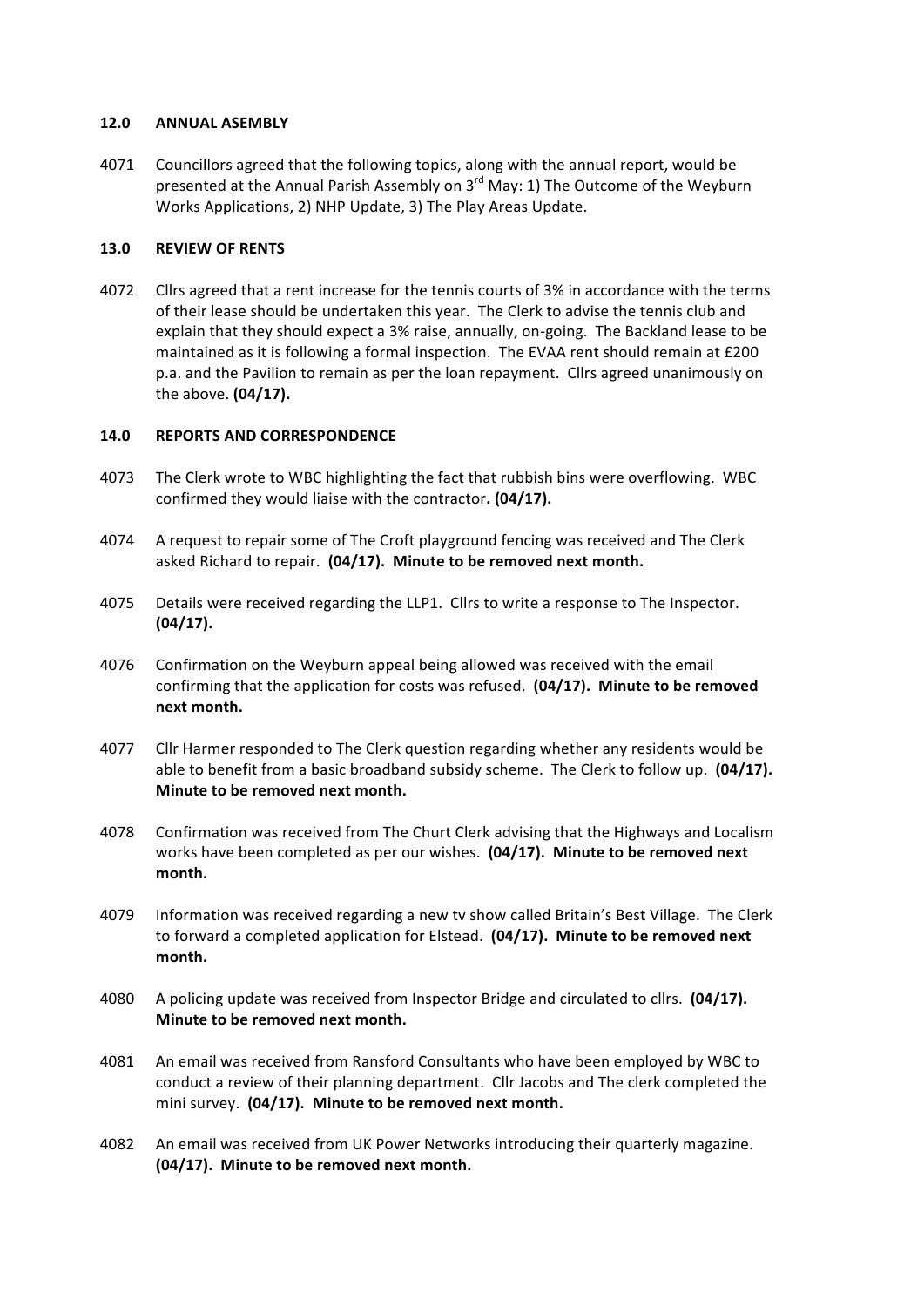## 12.0 ANNUAL ASEMBLY

4071 Councillors agreed that the following topics, along with the annual report, would be presented at the Annual Parish Assembly on 3rd May: 1) The Outcome of the Weyburn Works Applications, 2) NHP Update, 3) The Play Areas Update.

## 13.0 REVIEW OF RENTS

4072 Cllrs agreed that a rent increase for the tennis courts of 3% in accordance with the terms of their lease should be undertaken this year. The Clerk to advise the tennis club and explain that they should expect a 3% raise, annually, on-going. The Backland lease to be maintained as it is following a formal inspection. The EVAA rent should remain at £200 p.a. and the Pavilion to remain as per the loan repayment. Cllrs agreed unanimously on the above. **(04/17).**

## 14.0 REPORTS AND CORRESPONDENCE

4073 The Clerk wrote to WBC highlighting the fact that rubbish bins were overflowing. WBC confirmed they would liaise with the contractor**. (04/17).**

4074 A request to repair some of The Croft playground fencing was received and The Clerk asked Richard to repair. **(04/17). Minute to be removed next month.**

4075 Details were received regarding the LLP1. Cllrs to write a response to The Inspector. **(04/17).**

4076 Confirmation on the Weyburn appeal being allowed was received with the email confirming that the application for costs was refused. **(04/17). Minute to be removed next month.**

4077 Cllr Harmer responded to The Clerk question regarding whether any residents would be able to benefit from a basic broadband subsidy scheme. The Clerk to follow up. **(04/17). Minute to be removed next month.**

4078 Confirmation was received from The Churt Clerk advising that the Highways and Localism works have been completed as per our wishes. **(04/17). Minute to be removed next month.**

4079 Information was received regarding a new tv show called Britain's Best Village. The Clerk to forward a completed application for Elstead. **(04/17). Minute to be removed next month.**

4080 A policing update was received from Inspector Bridge and circulated to cllrs. **(04/17). Minute to be removed next month.**

4081 An email was received from Ransford Consultants who have been employed by WBC to conduct a review of their planning department. Cllr Jacobs and The clerk completed the mini survey. **(04/17). Minute to be removed next month.**

4082 An email was received from UK Power Networks introducing their quarterly magazine. **(04/17). Minute to be removed next month.**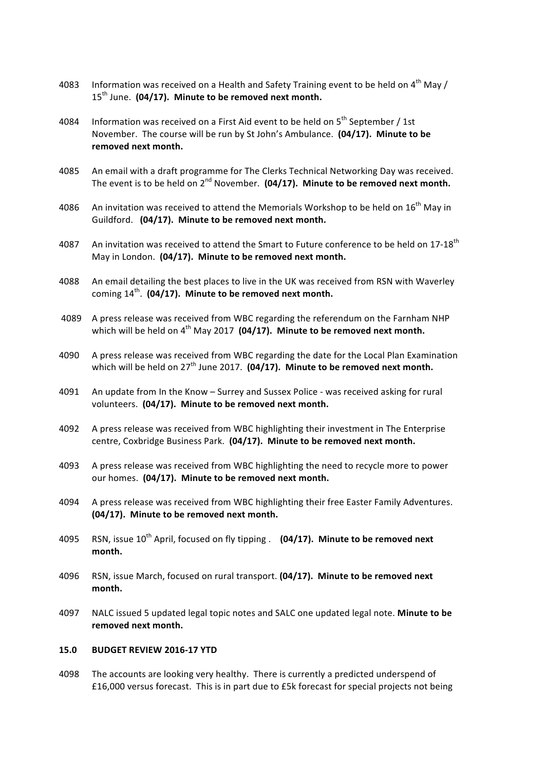4083 Information was received on a Health and Safety Training event to be held on 4th May / 15th June. **(04/17). Minute to be removed next month.**

4084 Information was received on a First Aid event to be held on 5th September / 1st November. The course will be run by St John's Ambulance. **(04/17). Minute to be removed next month.**

4085 An email with a draft programme for The Clerks Technical Networking Day was received. The event is to be held on 2nd November. **(04/17). Minute to be removed next month.**

4086 An invitation was received to attend the Memorials Workshop to be held on 16th May in Guildford. **(04/17). Minute to be removed next month.**

4087 An invitation was received to attend the Smart to Future conference to be held on 17-18th May in London. **(04/17). Minute to be removed next month.**

4088 An email detailing the best places to live in the UK was received from RSN with Waverley coming 14th. **(04/17). Minute to be removed next month.**

4089 A press release was received from WBC regarding the referendum on the Farnham NHP which will be held on 4th May 2017 **(04/17). Minute to be removed next month.**

4090 A press release was received from WBC regarding the date for the Local Plan Examination which will be held on 27th June 2017. **(04/17). Minute to be removed next month.**

4091 An update from In the Know – Surrey and Sussex Police - was received asking for rural volunteers. **(04/17). Minute to be removed next month.**

4092 A press release was received from WBC highlighting their investment in The Enterprise centre, Coxbridge Business Park. **(04/17). Minute to be removed next month.**

4093 A press release was received from WBC highlighting the need to recycle more to power our homes. **(04/17). Minute to be removed next month.**

4094 A press release was received from WBC highlighting their free Easter Family Adventures. **(04/17). Minute to be removed next month.**

4095 RSN, issue 10th April, focused on fly tipping . **(04/17). Minute to be removed next month.**

4096 RSN, issue March, focused on rural transport. **(04/17). Minute to be removed next month.**

4097 NALC issued 5 updated legal topic notes and SALC one updated legal note. **Minute to be removed next month.**

**15.0 BUDGET REVIEW 2016-17 YTD**

4098 The accounts are looking very healthy. There is currently a predicted underspend of £16,000 versus forecast. This is in part due to £5k forecast for special projects not being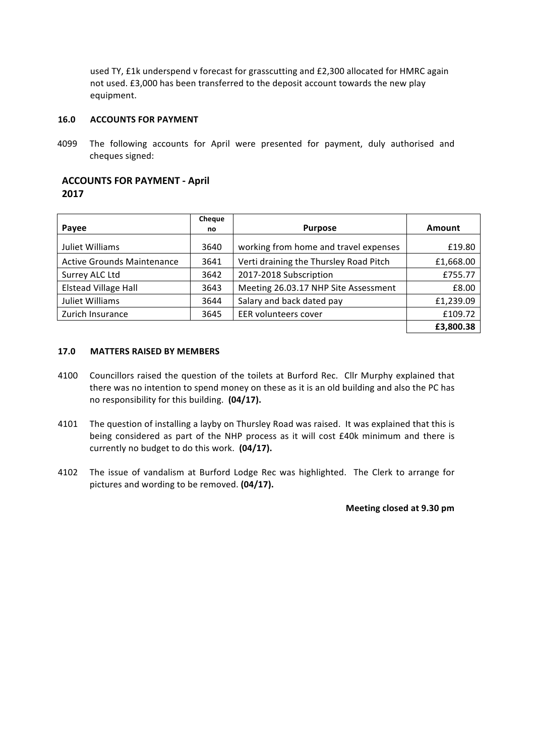used TY, £1k underspend v forecast for grasscutting and £2,300 allocated for HMRC again not used. £3,000 has been transferred to the deposit account towards the new play equipment.

### 16.0 ACCOUNTS FOR PAYMENT

4099 The following accounts for April were presented for payment, duly authorised and cheques signed:

**ACCOUNTS FOR PAYMENT - April 2017**

| Payee | Cheque no | Purpose | Amount |
|---|---|---|---|
| Juliet Williams | 3640 | working from home and travel expenses | £19.80 |
| Active Grounds Maintenance | 3641 | Verti draining the Thursley Road Pitch | £1,668.00 |
| Surrey ALC Ltd | 3642 | 2017-2018 Subscription | £755.77 |
| Elstead Village Hall | 3643 | Meeting 26.03.17 NHP Site Assessment | £8.00 |
| Juliet Williams | 3644 | Salary and back dated pay | £1,239.09 |
| Zurich Insurance | 3645 | EER volunteers cover | £109.72 |
| | | | **£3,800.38** |

### 17.0 MATTERS RAISED BY MEMBERS

4100 Councillors raised the question of the toilets at Burford Rec. Cllr Murphy explained that there was no intention to spend money on these as it is an old building and also the PC has no responsibility for this building. **(04/17).**

4101 The question of installing a layby on Thursley Road was raised. It was explained that this is being considered as part of the NHP process as it will cost £40k minimum and there is currently no budget to do this work. **(04/17).**

4102 The issue of vandalism at Burford Lodge Rec was highlighted. The Clerk to arrange for pictures and wording to be removed. **(04/17).**

**Meeting closed at 9.30 pm**